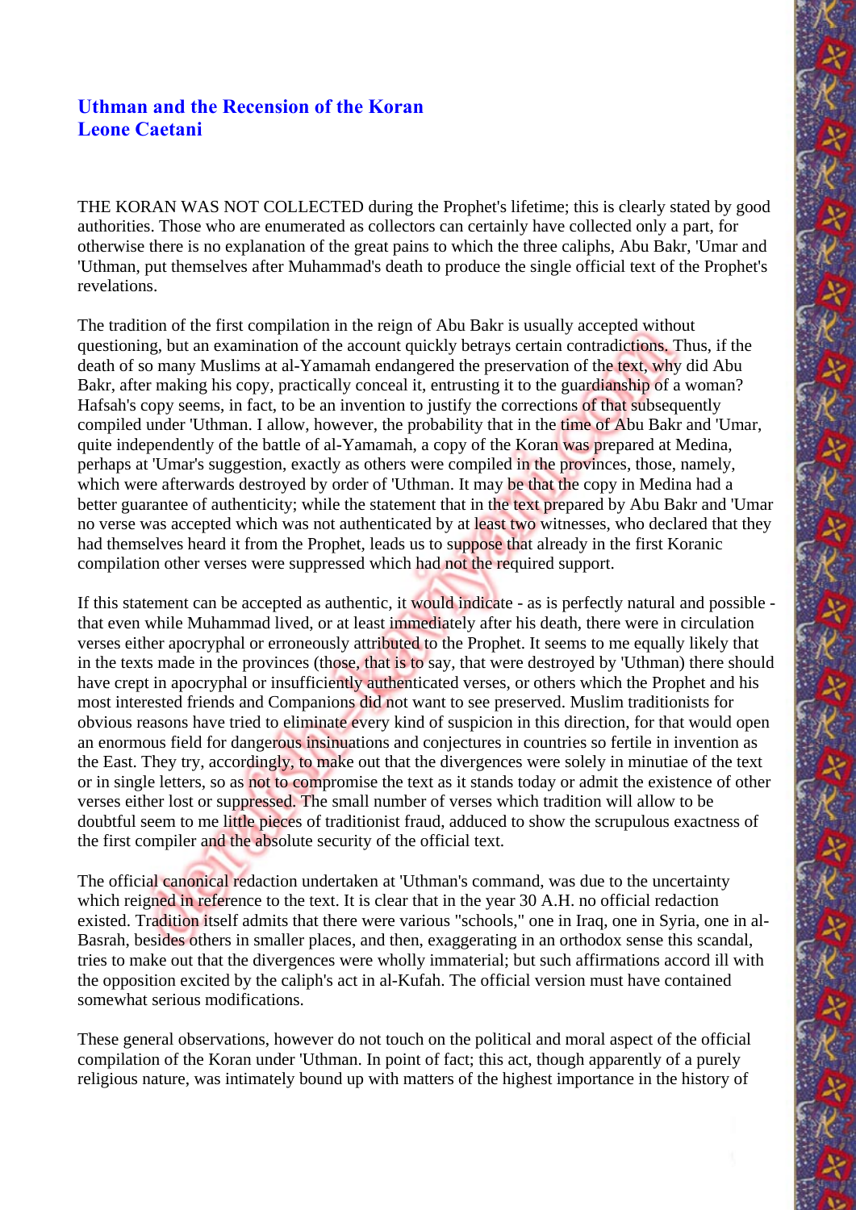# Uthman and the Recension of the Koran
# Leone Caetani

THE KORAN WAS NOT COLLECTED during the Prophet's lifetime; this is clearly stated by good authorities. Those who are enumerated as collectors can certainly have collected only a part, for otherwise there is no explanation of the great pains to which the three caliphs, Abu Bakr, 'Umar and 'Uthman, put themselves after Muhammad's death to produce the single official text of the Prophet's revelations.

The tradition of the first compilation in the reign of Abu Bakr is usually accepted without questioning, but an examination of the account quickly betrays certain contradictions. Thus, if the death of so many Muslims at al-Yamamah endangered the preservation of the text, why did Abu Bakr, after making his copy, practically conceal it, entrusting it to the guardianship of a woman? Hafsah's copy seems, in fact, to be an invention to justify the corrections of that subsequently compiled under 'Uthman. I allow, however, the probability that in the time of Abu Bakr and 'Umar, quite independently of the battle of al-Yamamah, a copy of the Koran was prepared at Medina, perhaps at 'Umar's suggestion, exactly as others were compiled in the provinces, those, namely, which were afterwards destroyed by order of 'Uthman. It may be that the copy in Medina had a better guarantee of authenticity; while the statement that in the text prepared by Abu Bakr and 'Umar no verse was accepted which was not authenticated by at least two witnesses, who declared that they had themselves heard it from the Prophet, leads us to suppose that already in the first Koranic compilation other verses were suppressed which had not the required support.

If this statement can be accepted as authentic, it would indicate - as is perfectly natural and possible - that even while Muhammad lived, or at least immediately after his death, there were in circulation verses either apocryphal or erroneously attributed to the Prophet. It seems to me equally likely that in the texts made in the provinces (those, that is to say, that were destroyed by 'Uthman) there should have crept in apocryphal or insufficiently authenticated verses, or others which the Prophet and his most interested friends and Companions did not want to see preserved. Muslim traditionists for obvious reasons have tried to eliminate every kind of suspicion in this direction, for that would open an enormous field for dangerous insinuations and conjectures in countries so fertile in invention as the East. They try, accordingly, to make out that the divergences were solely in minutiae of the text or in single letters, so as not to compromise the text as it stands today or admit the existence of other verses either lost or suppressed. The small number of verses which tradition will allow to be doubtful seem to me little pieces of traditionist fraud, adduced to show the scrupulous exactness of the first compiler and the absolute security of the official text.

The official canonical redaction undertaken at 'Uthman's command, was due to the uncertainty which reigned in reference to the text. It is clear that in the year 30 A.H. no official redaction existed. Tradition itself admits that there were various "schools," one in Iraq, one in Syria, one in al-Basrah, besides others in smaller places, and then, exaggerating in an orthodox sense this scandal, tries to make out that the divergences were wholly immaterial; but such affirmations accord ill with the opposition excited by the caliph's act in al-Kufah. The official version must have contained somewhat serious modifications.

These general observations, however do not touch on the political and moral aspect of the official compilation of the Koran under 'Uthman. In point of fact; this act, though apparently of a purely religious nature, was intimately bound up with matters of the highest importance in the history of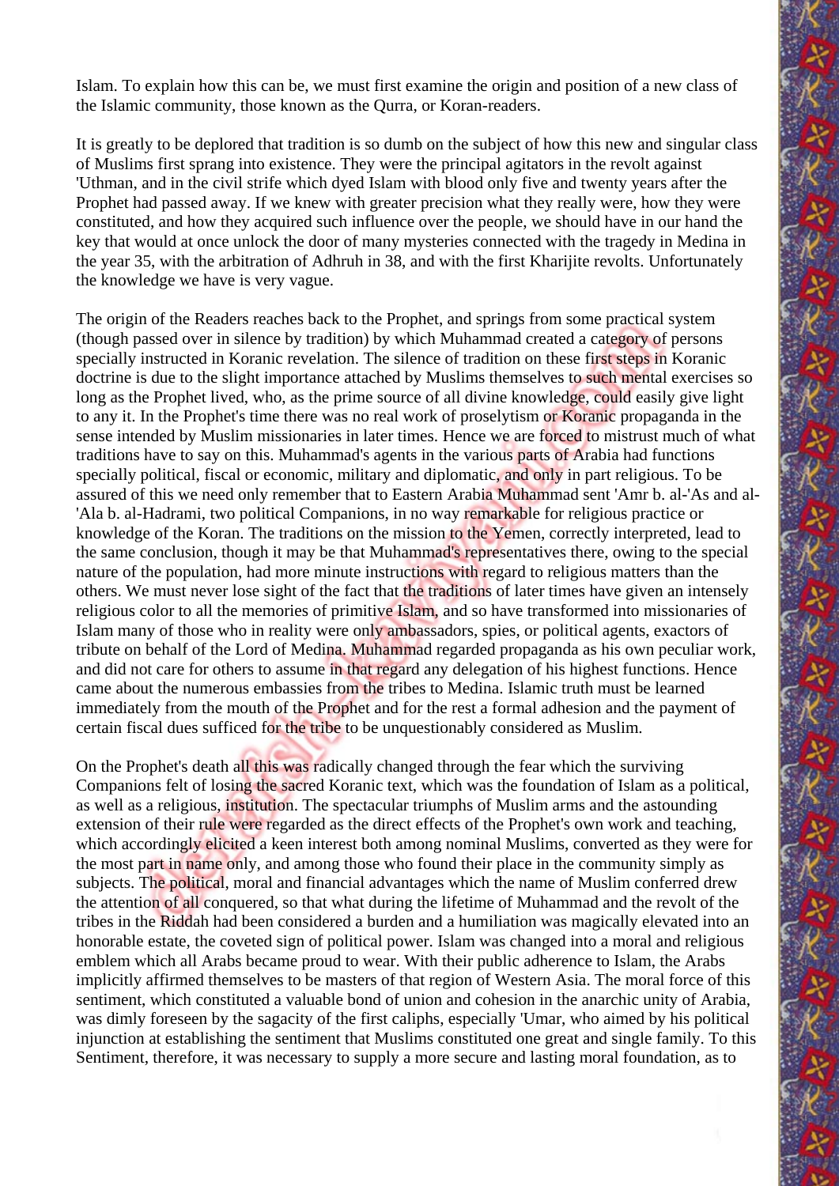Islam. To explain how this can be, we must first examine the origin and position of a new class of the Islamic community, those known as the Qurra, or Koran-readers.

It is greatly to be deplored that tradition is so dumb on the subject of how this new and singular class of Muslims first sprang into existence. They were the principal agitators in the revolt against 'Uthman, and in the civil strife which dyed Islam with blood only five and twenty years after the Prophet had passed away. If we knew with greater precision what they really were, how they were constituted, and how they acquired such influence over the people, we should have in our hand the key that would at once unlock the door of many mysteries connected with the tragedy in Medina in the year 35, with the arbitration of Adhruh in 38, and with the first Kharijite revolts. Unfortunately the knowledge we have is very vague.

The origin of the Readers reaches back to the Prophet, and springs from some practical system (though passed over in silence by tradition) by which Muhammad created a category of persons specially instructed in Koranic revelation. The silence of tradition on these first steps in Koranic doctrine is due to the slight importance attached by Muslims themselves to such mental exercises so long as the Prophet lived, who, as the prime source of all divine knowledge, could easily give light to any it. In the Prophet's time there was no real work of proselytism or Koranic propaganda in the sense intended by Muslim missionaries in later times. Hence we are forced to mistrust much of what traditions have to say on this. Muhammad's agents in the various parts of Arabia had functions specially political, fiscal or economic, military and diplomatic, and only in part religious. To be assured of this we need only remember that to Eastern Arabia Muhammad sent 'Amr b. al-'As and al-'Ala b. al-Hadrami, two political Companions, in no way remarkable for religious practice or knowledge of the Koran. The traditions on the mission to the Yemen, correctly interpreted, lead to the same conclusion, though it may be that Muhammad's representatives there, owing to the special nature of the population, had more minute instructions with regard to religious matters than the others. We must never lose sight of the fact that the traditions of later times have given an intensely religious color to all the memories of primitive Islam, and so have transformed into missionaries of Islam many of those who in reality were only ambassadors, spies, or political agents, exactors of tribute on behalf of the Lord of Medina. Muhammad regarded propaganda as his own peculiar work, and did not care for others to assume in that regard any delegation of his highest functions. Hence came about the numerous embassies from the tribes to Medina. Islamic truth must be learned immediately from the mouth of the Prophet and for the rest a formal adhesion and the payment of certain fiscal dues sufficed for the tribe to be unquestionably considered as Muslim.

On the Prophet's death all this was radically changed through the fear which the surviving Companions felt of losing the sacred Koranic text, which was the foundation of Islam as a political, as well as a religious, institution. The spectacular triumphs of Muslim arms and the astounding extension of their rule were regarded as the direct effects of the Prophet's own work and teaching, which accordingly elicited a keen interest both among nominal Muslims, converted as they were for the most part in name only, and among those who found their place in the community simply as subjects. The political, moral and financial advantages which the name of Muslim conferred drew the attention of all conquered, so that what during the lifetime of Muhammad and the revolt of the tribes in the Riddah had been considered a burden and a humiliation was magically elevated into an honorable estate, the coveted sign of political power. Islam was changed into a moral and religious emblem which all Arabs became proud to wear. With their public adherence to Islam, the Arabs implicitly affirmed themselves to be masters of that region of Western Asia. The moral force of this sentiment, which constituted a valuable bond of union and cohesion in the anarchic unity of Arabia, was dimly foreseen by the sagacity of the first caliphs, especially 'Umar, who aimed by his political injunction at establishing the sentiment that Muslims constituted one great and single family. To this Sentiment, therefore, it was necessary to supply a more secure and lasting moral foundation, as to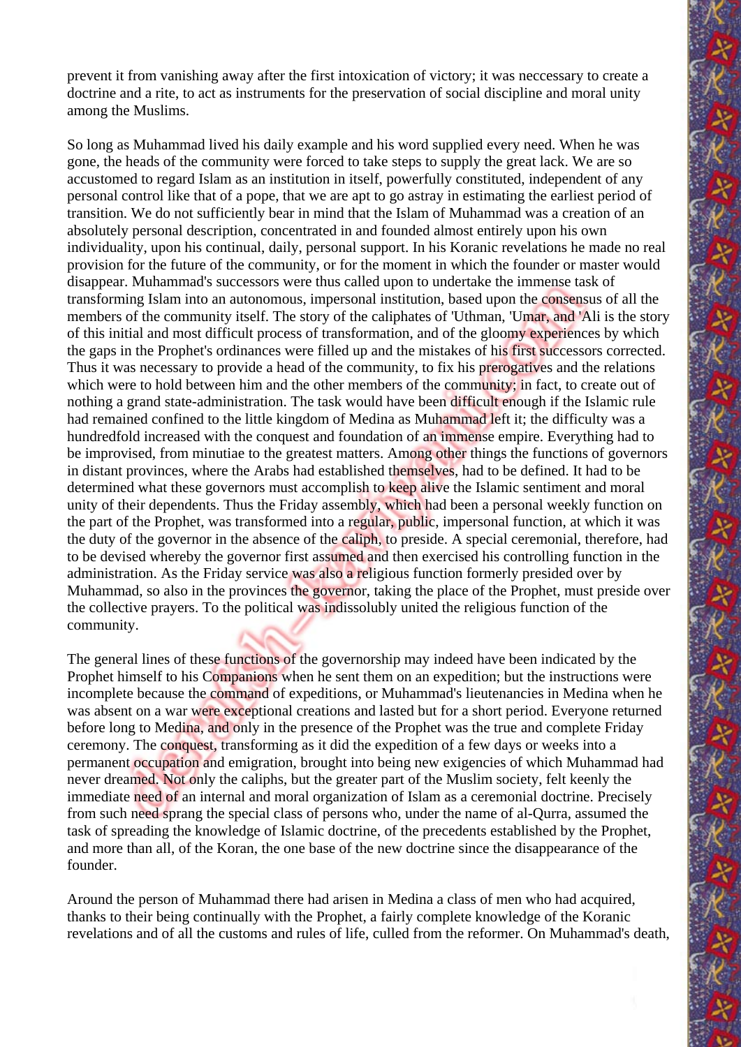prevent it from vanishing away after the first intoxication of victory; it was neccessary to create a doctrine and a rite, to act as instruments for the preservation of social discipline and moral unity among the Muslims.

So long as Muhammad lived his daily example and his word supplied every need. When he was gone, the heads of the community were forced to take steps to supply the great lack. We are so accustomed to regard Islam as an institution in itself, powerfully constituted, independent of any personal control like that of a pope, that we are apt to go astray in estimating the earliest period of transition. We do not sufficiently bear in mind that the Islam of Muhammad was a creation of an absolutely personal description, concentrated in and founded almost entirely upon his own individuality, upon his continual, daily, personal support. In his Koranic revelations he made no real provision for the future of the community, or for the moment in which the founder or master would disappear. Muhammad's successors were thus called upon to undertake the immense task of transforming Islam into an autonomous, impersonal institution, based upon the consensus of all the members of the community itself. The story of the caliphates of 'Uthman, 'Umar, and 'Ali is the story of this initial and most difficult process of transformation, and of the gloomy experiences by which the gaps in the Prophet's ordinances were filled up and the mistakes of his first successors corrected. Thus it was necessary to provide a head of the community, to fix his prerogatives and the relations which were to hold between him and the other members of the community; in fact, to create out of nothing a grand state-administration. The task would have been difficult enough if the Islamic rule had remained confined to the little kingdom of Medina as Muhammad left it; the difficulty was a hundredfold increased with the conquest and foundation of an immense empire. Everything had to be improvised, from minutiae to the greatest matters. Among other things the functions of governors in distant provinces, where the Arabs had established themselves, had to be defined. It had to be determined what these governors must accomplish to keep alive the Islamic sentiment and moral unity of their dependents. Thus the Friday assembly, which had been a personal weekly function on the part of the Prophet, was transformed into a regular, public, impersonal function, at which it was the duty of the governor in the absence of the caliph, to preside. A special ceremonial, therefore, had to be devised whereby the governor first assumed and then exercised his controlling function in the administration. As the Friday service was also a religious function formerly presided over by Muhammad, so also in the provinces the governor, taking the place of the Prophet, must preside over the collective prayers. To the political was indissolubly united the religious function of the community.

The general lines of these functions of the governorship may indeed have been indicated by the Prophet himself to his Companions when he sent them on an expedition; but the instructions were incomplete because the command of expeditions, or Muhammad's lieutenancies in Medina when he was absent on a war were exceptional creations and lasted but for a short period. Everyone returned before long to Medina, and only in the presence of the Prophet was the true and complete Friday ceremony. The conquest, transforming as it did the expedition of a few days or weeks into a permanent occupation and emigration, brought into being new exigencies of which Muhammad had never dreamed. Not only the caliphs, but the greater part of the Muslim society, felt keenly the immediate need of an internal and moral organization of Islam as a ceremonial doctrine. Precisely from such need sprang the special class of persons who, under the name of al-Qurra, assumed the task of spreading the knowledge of Islamic doctrine, of the precedents established by the Prophet, and more than all, of the Koran, the one base of the new doctrine since the disappearance of the founder.

Around the person of Muhammad there had arisen in Medina a class of men who had acquired, thanks to their being continually with the Prophet, a fairly complete knowledge of the Koranic revelations and of all the customs and rules of life, culled from the reformer. On Muhammad's death,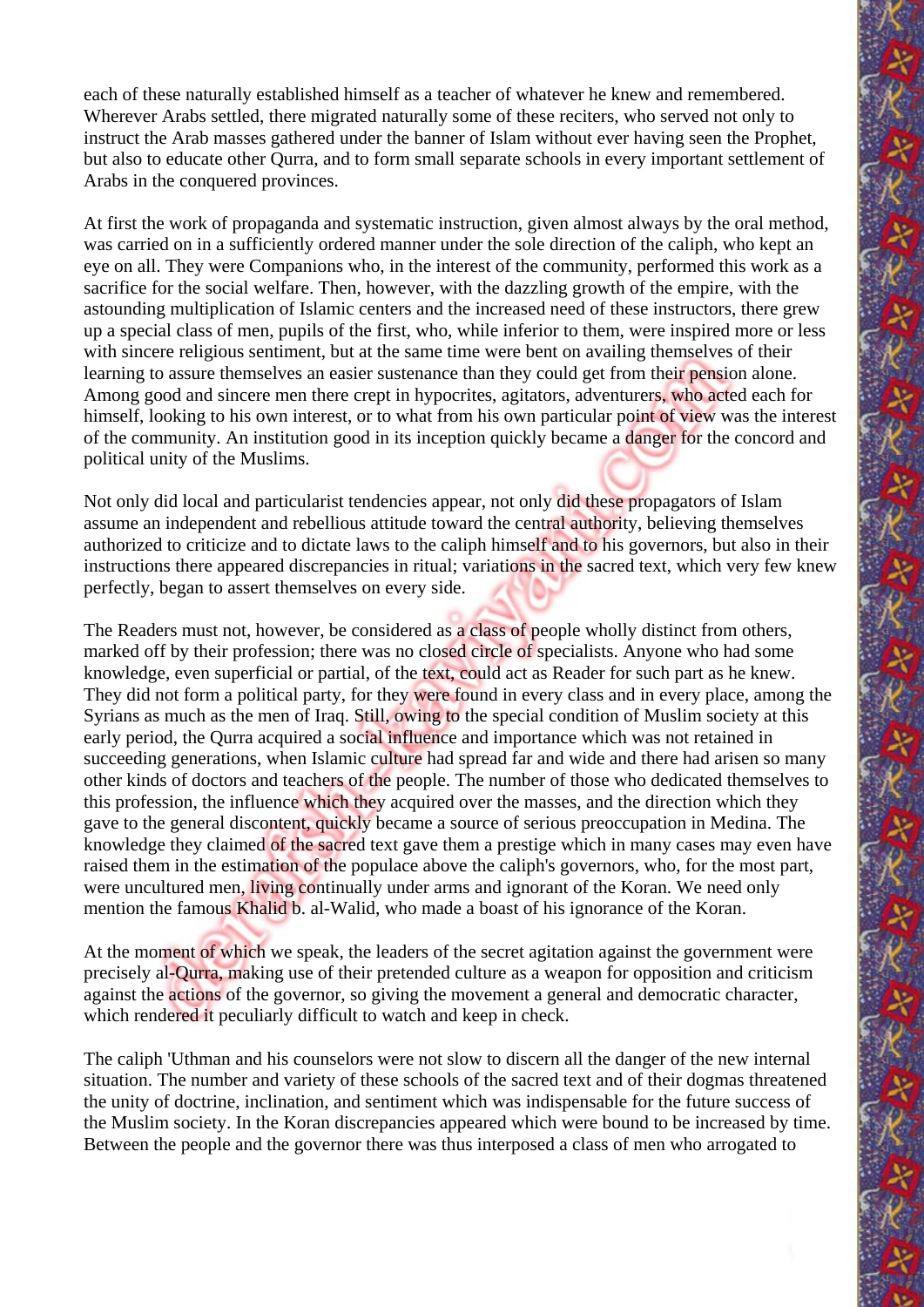each of these naturally established himself as a teacher of whatever he knew and remembered. Wherever Arabs settled, there migrated naturally some of these reciters, who served not only to instruct the Arab masses gathered under the banner of Islam without ever having seen the Prophet, but also to educate other Qurra, and to form small separate schools in every important settlement of Arabs in the conquered provinces.

At first the work of propaganda and systematic instruction, given almost always by the oral method, was carried on in a sufficiently ordered manner under the sole direction of the caliph, who kept an eye on all. They were Companions who, in the interest of the community, performed this work as a sacrifice for the social welfare. Then, however, with the dazzling growth of the empire, with the astounding multiplication of Islamic centers and the increased need of these instructors, there grew up a special class of men, pupils of the first, who, while inferior to them, were inspired more or less with sincere religious sentiment, but at the same time were bent on availing themselves of their learning to assure themselves an easier sustenance than they could get from their pension alone. Among good and sincere men there crept in hypocrites, agitators, adventurers, who acted each for himself, looking to his own interest, or to what from his own particular point of view was the interest of the community. An institution good in its inception quickly became a danger for the concord and political unity of the Muslims.

Not only did local and particularist tendencies appear, not only did these propagators of Islam assume an independent and rebellious attitude toward the central authority, believing themselves authorized to criticize and to dictate laws to the caliph himself and to his governors, but also in their instructions there appeared discrepancies in ritual; variations in the sacred text, which very few knew perfectly, began to assert themselves on every side.

The Readers must not, however, be considered as a class of people wholly distinct from others, marked off by their profession; there was no closed circle of specialists. Anyone who had some knowledge, even superficial or partial, of the text, could act as Reader for such part as he knew. They did not form a political party, for they were found in every class and in every place, among the Syrians as much as the men of Iraq. Still, owing to the special condition of Muslim society at this early period, the Qurra acquired a social influence and importance which was not retained in succeeding generations, when Islamic culture had spread far and wide and there had arisen so many other kinds of doctors and teachers of the people. The number of those who dedicated themselves to this profession, the influence which they acquired over the masses, and the direction which they gave to the general discontent, quickly became a source of serious preoccupation in Medina. The knowledge they claimed of the sacred text gave them a prestige which in many cases may even have raised them in the estimation of the populace above the caliph's governors, who, for the most part, were uncultured men, living continually under arms and ignorant of the Koran. We need only mention the famous Khalid b. al-Walid, who made a boast of his ignorance of the Koran.

At the moment of which we speak, the leaders of the secret agitation against the government were precisely al-Qurra, making use of their pretended culture as a weapon for opposition and criticism against the actions of the governor, so giving the movement a general and democratic character, which rendered it peculiarly difficult to watch and keep in check.

The caliph 'Uthman and his counselors were not slow to discern all the danger of the new internal situation. The number and variety of these schools of the sacred text and of their dogmas threatened the unity of doctrine, inclination, and sentiment which was indispensable for the future success of the Muslim society. In the Koran discrepancies appeared which were bound to be increased by time. Between the people and the governor there was thus interposed a class of men who arrogated to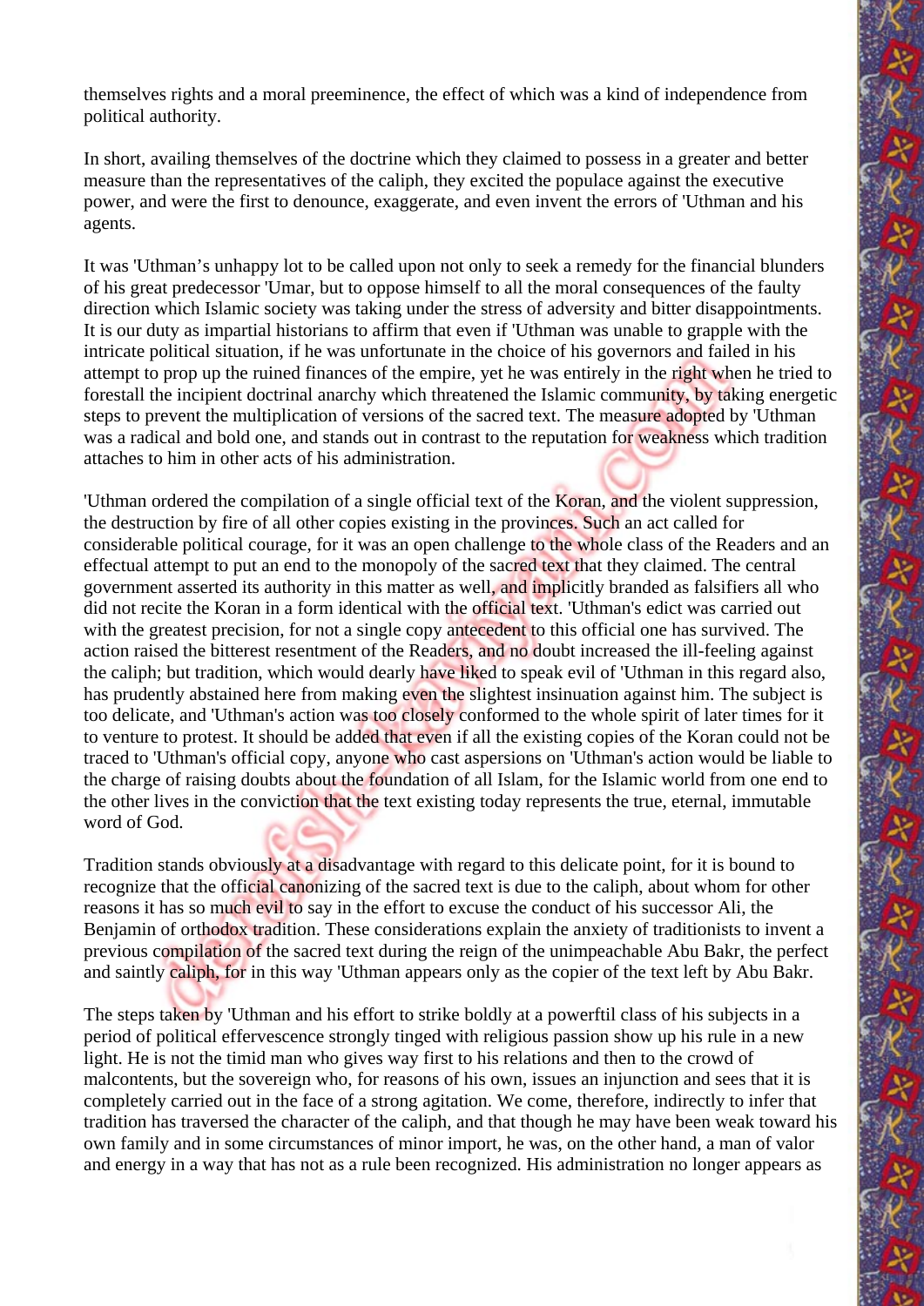themselves rights and a moral preeminence, the effect of which was a kind of independence from political authority.

In short, availing themselves of the doctrine which they claimed to possess in a greater and better measure than the representatives of the caliph, they excited the populace against the executive power, and were the first to denounce, exaggerate, and even invent the errors of 'Uthman and his agents.

It was 'Uthman's unhappy lot to be called upon not only to seek a remedy for the financial blunders of his great predecessor 'Umar, but to oppose himself to all the moral consequences of the faulty direction which Islamic society was taking under the stress of adversity and bitter disappointments. It is our duty as impartial historians to affirm that even if 'Uthman was unable to grapple with the intricate political situation, if he was unfortunate in the choice of his governors and failed in his attempt to prop up the ruined finances of the empire, yet he was entirely in the right when he tried to forestall the incipient doctrinal anarchy which threatened the Islamic community, by taking energetic steps to prevent the multiplication of versions of the sacred text. The measure adopted by 'Uthman was a radical and bold one, and stands out in contrast to the reputation for weakness which tradition attaches to him in other acts of his administration.

'Uthman ordered the compilation of a single official text of the Koran, and the violent suppression, the destruction by fire of all other copies existing in the provinces. Such an act called for considerable political courage, for it was an open challenge to the whole class of the Readers and an effectual attempt to put an end to the monopoly of the sacred text that they claimed. The central government asserted its authority in this matter as well, and implicitly branded as falsifiers all who did not recite the Koran in a form identical with the official text. 'Uthman's edict was carried out with the greatest precision, for not a single copy antecedent to this official one has survived. The action raised the bitterest resentment of the Readers, and no doubt increased the ill-feeling against the caliph; but tradition, which would dearly have liked to speak evil of 'Uthman in this regard also, has prudently abstained here from making even the slightest insinuation against him. The subject is too delicate, and 'Uthman's action was too closely conformed to the whole spirit of later times for it to venture to protest. It should be added that even if all the existing copies of the Koran could not be traced to 'Uthman's official copy, anyone who cast aspersions on 'Uthman's action would be liable to the charge of raising doubts about the foundation of all Islam, for the Islamic world from one end to the other lives in the conviction that the text existing today represents the true, eternal, immutable word of God.

Tradition stands obviously at a disadvantage with regard to this delicate point, for it is bound to recognize that the official canonizing of the sacred text is due to the caliph, about whom for other reasons it has so much evil to say in the effort to excuse the conduct of his successor Ali, the Benjamin of orthodox tradition. These considerations explain the anxiety of traditionists to invent a previous compilation of the sacred text during the reign of the unimpeachable Abu Bakr, the perfect and saintly caliph, for in this way 'Uthman appears only as the copier of the text left by Abu Bakr.

The steps taken by 'Uthman and his effort to strike boldly at a powerftil class of his subjects in a period of political effervescence strongly tinged with religious passion show up his rule in a new light. He is not the timid man who gives way first to his relations and then to the crowd of malcontents, but the sovereign who, for reasons of his own, issues an injunction and sees that it is completely carried out in the face of a strong agitation. We come, therefore, indirectly to infer that tradition has traversed the character of the caliph, and that though he may have been weak toward his own family and in some circumstances of minor import, he was, on the other hand, a man of valor and energy in a way that has not as a rule been recognized. His administration no longer appears as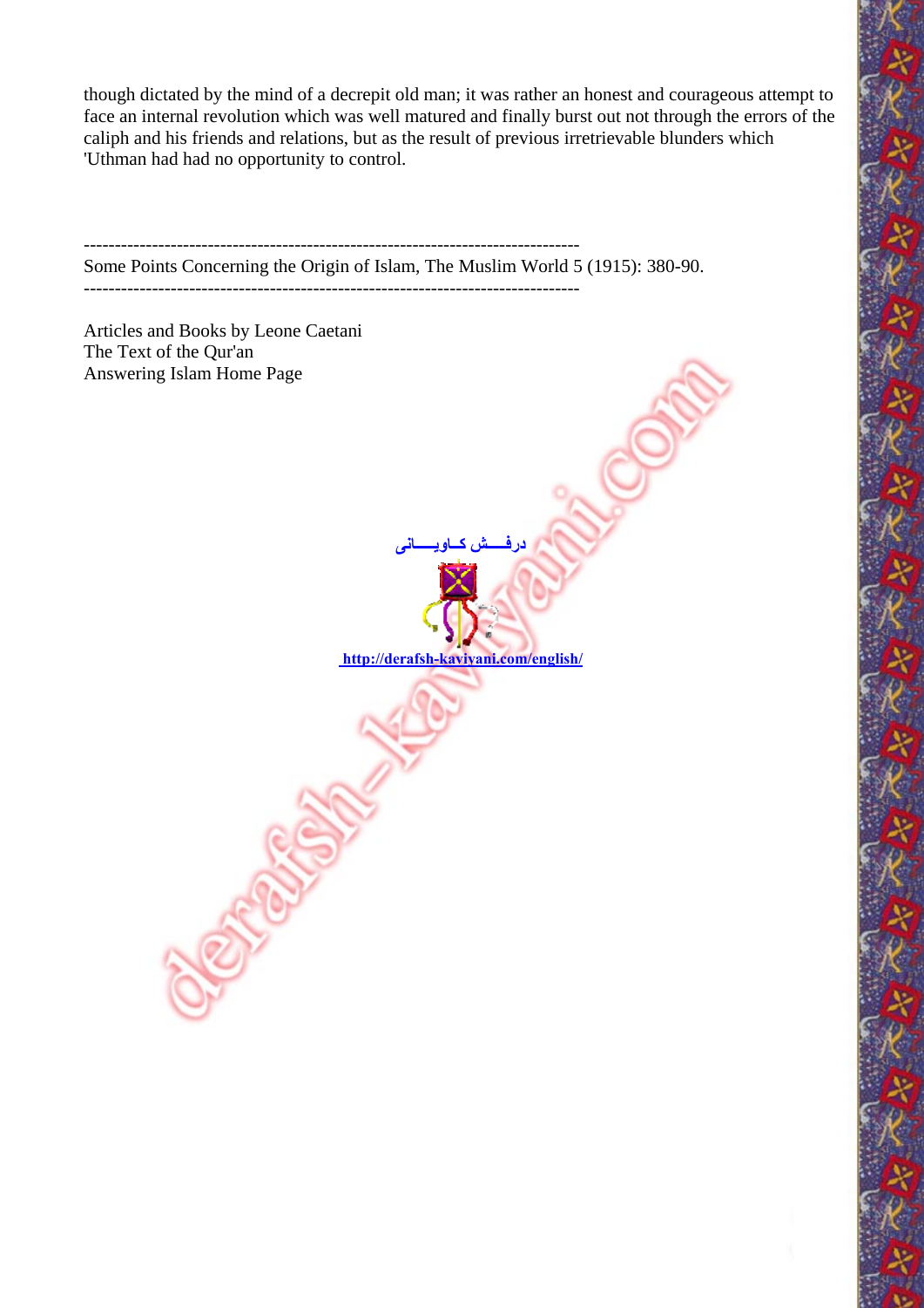though dictated by the mind of a decrepit old man; it was rather an honest and courageous attempt to face an internal revolution which was well matured and finally burst out not through the errors of the caliph and his friends and relations, but as the result of previous irretrievable blunders which 'Uthman had had no opportunity to control.

---

Some Points Concerning the Origin of Islam, The Muslim World 5 (1915): 380-90.

---

Articles and Books by Leone Caetani
The Text of the Qur'an
Answering Islam Home Page

درفـــش کــاویـــانی

http://derafsh-kaviyani.com/english/